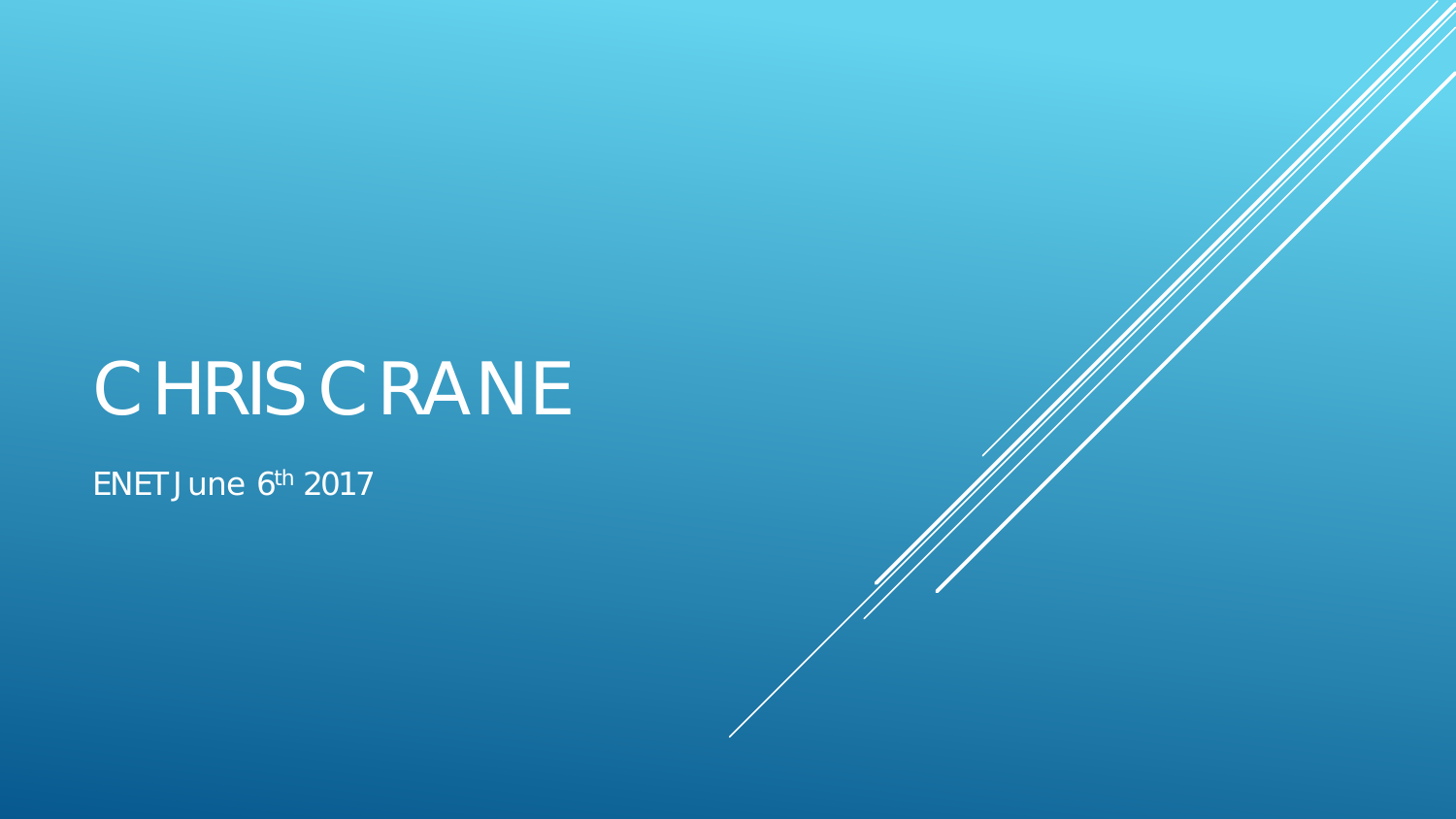# CHRIS CRANE

ENET June 6th 2017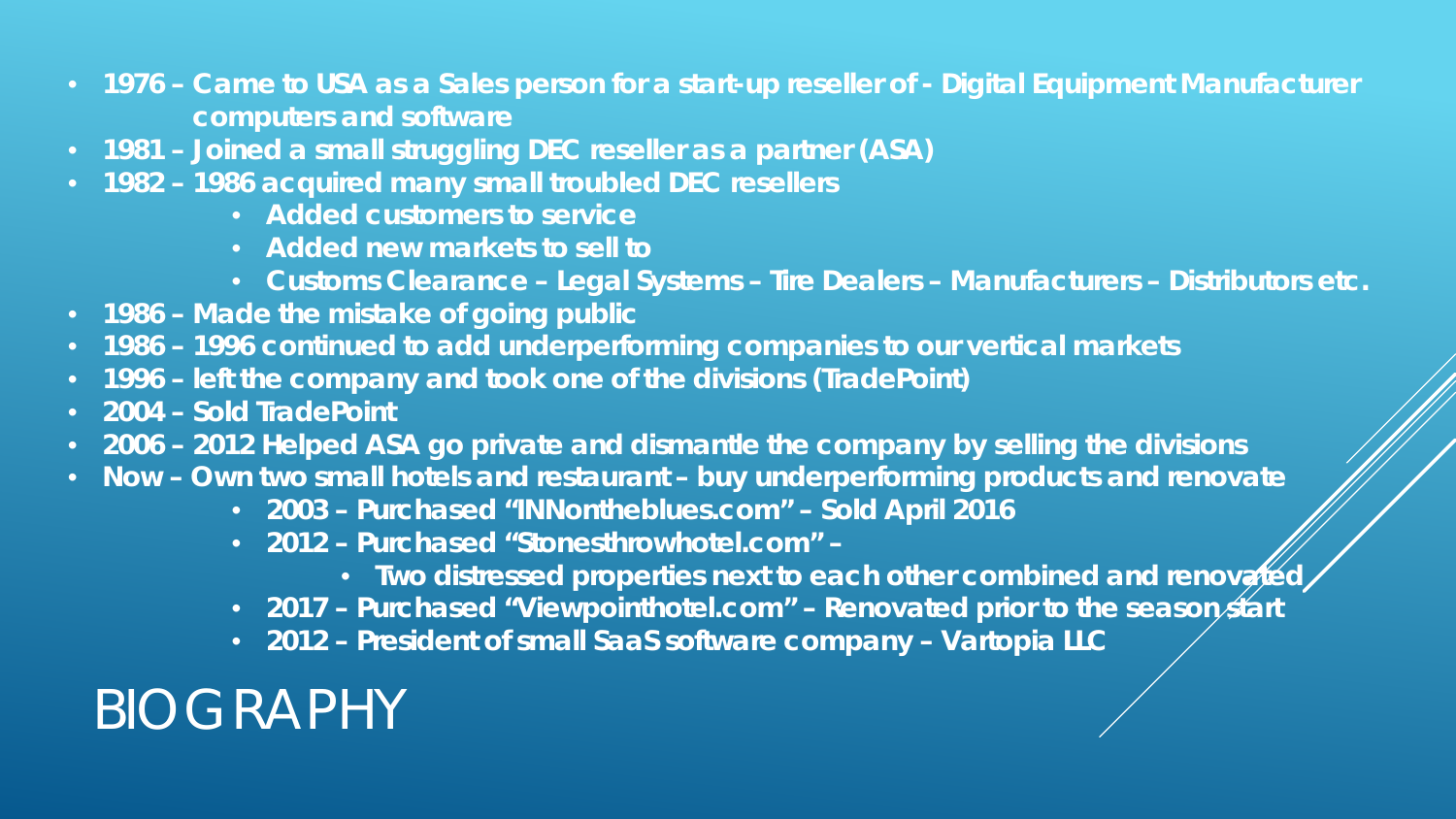# BIOGRAPHY

- **1976 – Came to USA as a Sales person for a start-up reseller of - Digital Equipment Manufacturer computers and software**
- **1981 – Joined a small struggling DEC reseller as a partner (ASA)**
- **1982 – 1986 acquired many small troubled DEC resellers**
  - **Added customers to service**
  - **Added new markets to sell to**
  - **Customs Clearance – Legal Systems – Tire Dealers – Manufacturers – Distributors etc.**
- **1986 – Made the mistake of going public**
- **1986 – 1996 continued to add underperforming companies to our vertical markets**
- **1996 – left the company and took one of the divisions (TradePoint)**
- **2004 – Sold TradePoint**
- **2006 – 2012 Helped ASA go private and dismantle the company by selling the divisions**
- **Now – Own two small hotels and restaurant – buy underperforming products and renovate**
  - **2003 – Purchased "INNontheblues.com" – Sold April 2016**
  - **2012 – Purchased "Stonesthrowhotel.com" –**
    - **Two distressed properties next to each other combined and renovated**
  - **2017 – Purchased "Viewpointhotel.com" – Renovated prior to the season start**
  - **2012 – President of small SaaS software company – Vartopia LLC**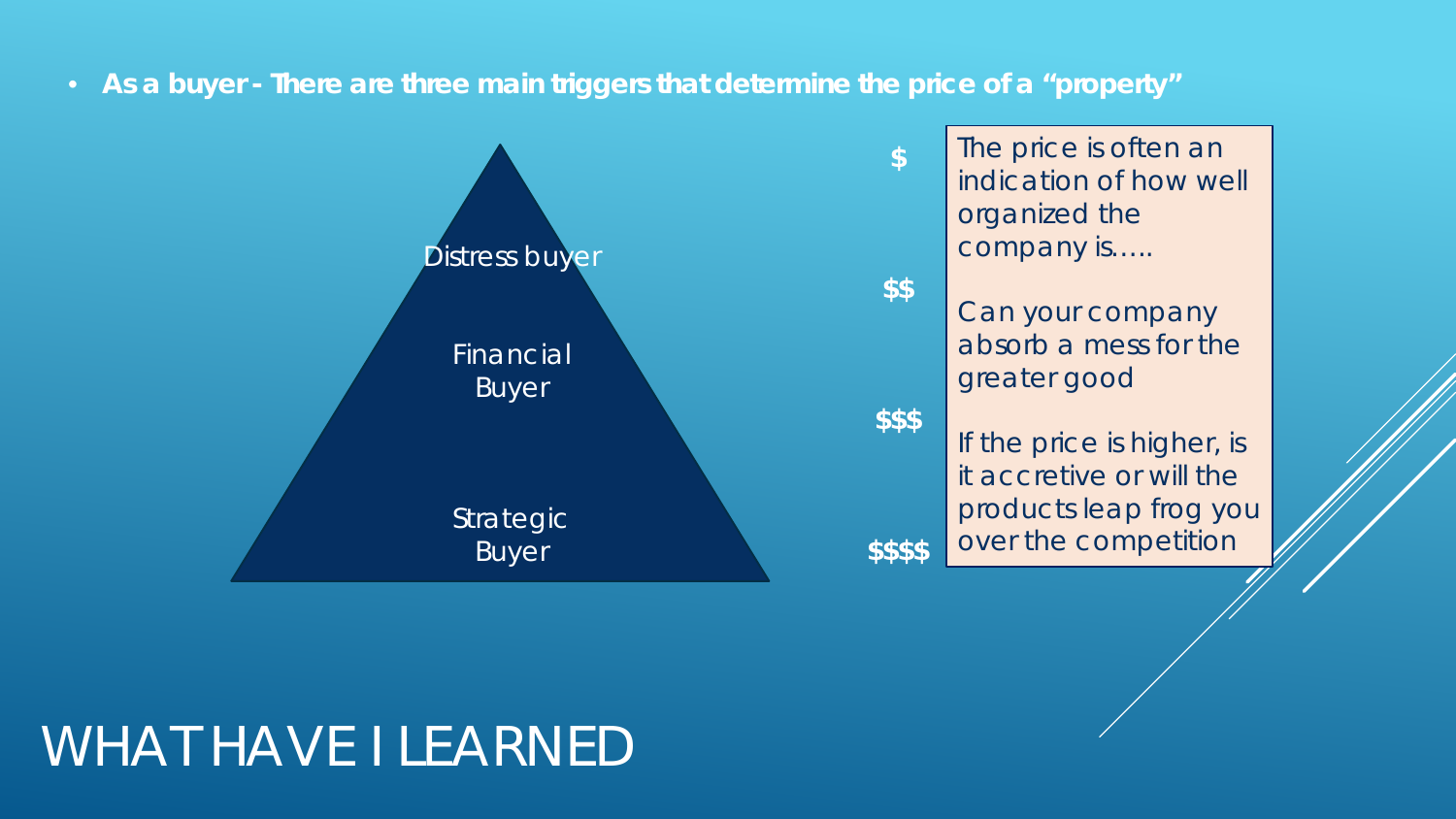- **As a buyer - There are three main triggers that determine the price of a "property"**

| Buyer | Price |
|---|---|
| Distress buyer | $ / $$ |
| Financial Buyer | $$$ |
| Strategic Buyer | $$$$ |

The price is often an indication of how well organized the company is…..

Can your company absorb a mess for the greater good

If the price is higher, is it accretive or will the products leap frog you over the competition

# WHAT HAVE I LEARNED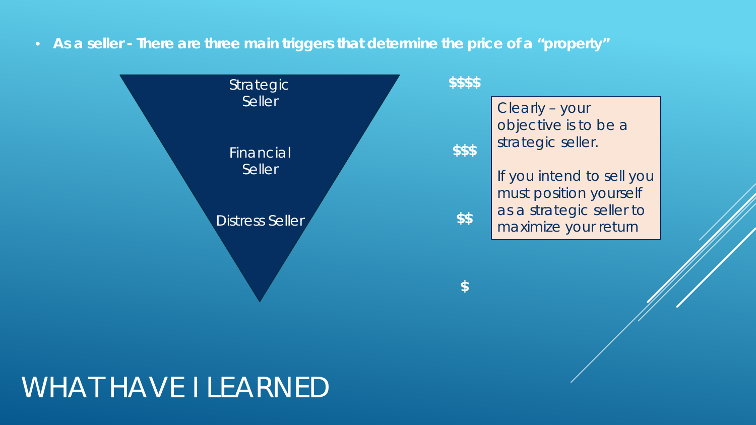# WHAT HAVE I LEARNED

- **As a seller - There are three main triggers that determine the price of a “property”**

Strategic Seller

Financial Seller

Distress Seller

**$$$$**

**$$$**

**$$**

**$**

Clearly – your objective is to be a strategic seller.

If you intend to sell you must position yourself as a strategic seller to maximize your return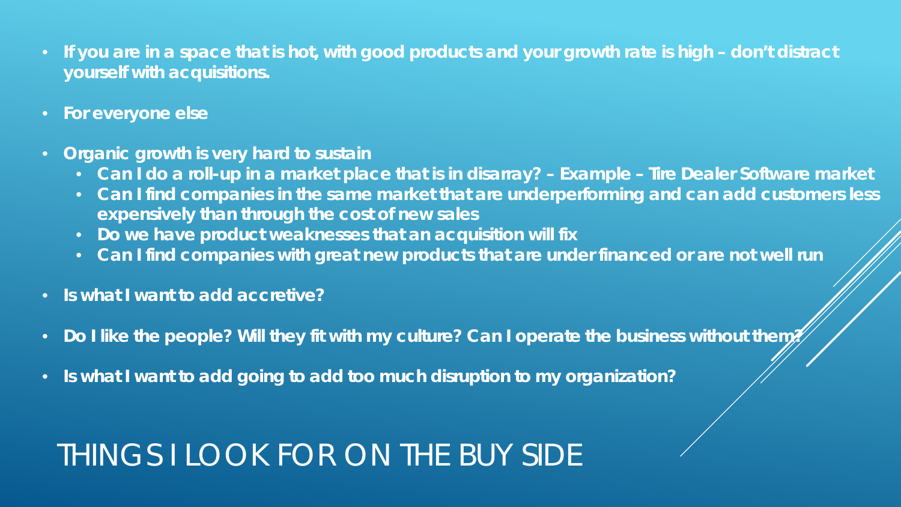# THINGS I LOOK FOR ON THE BUY SIDE

- **If you are in a space that is hot, with good products and your growth rate is high – don't distract yourself with acquisitions.**
- **For everyone else**
- **Organic growth is very hard to sustain**
  - **Can I do a roll-up in a market place that is in disarray? – Example – Tire Dealer Software market**
  - **Can I find companies in the same market that are underperforming and can add customers less expensively than through the cost of new sales**
  - **Do we have product weaknesses that an acquisition will fix**
  - **Can I find companies with great new products that are under financed or are not well run**
- **Is what I want to add accretive?**
- **Do I like the people? Will they fit with my culture? Can I operate the business without them?**
- **Is what I want to add going to add too much disruption to my organization?**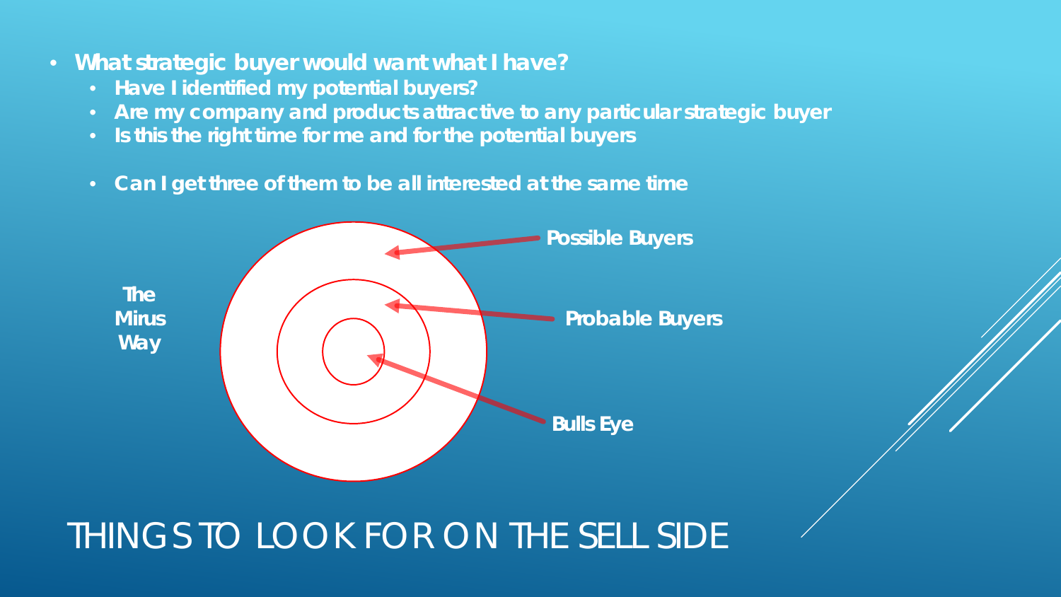# THINGS TO LOOK FOR ON THE SELL SIDE

- **What strategic buyer would want what I have?**
  - **Have I identified my potential buyers?**
  - **Are my company and products attractive to any particular strategic buyer**
  - **Is this the right time for me and for the potential buyers**
  - **Can I get three of them to be all interested at the same time**

**The Mirus Way**

**Possible Buyers**

**Probable Buyers**

**Bulls Eye**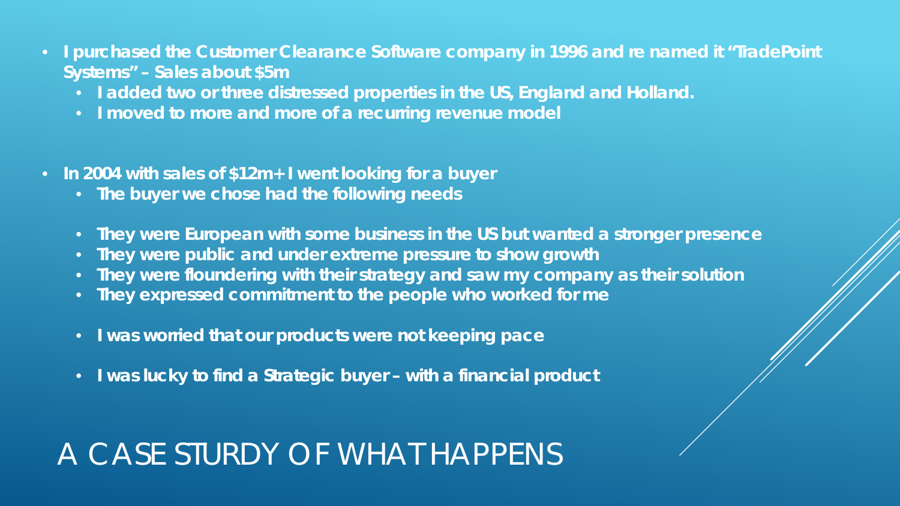# A CASE STURDY OF WHAT HAPPENS

- **I purchased the Customer Clearance Software company in 1996 and re named it "TradePoint Systems" – Sales about $5m**
  - **I added two or three distressed properties in the US, England and Holland.**
  - **I moved to more and more of a recurring revenue model**
- **In 2004 with sales of $12m+ I went looking for a buyer**
  - **The buyer we chose had the following needs**
  - **They were European with some business in the US but wanted a stronger presence**
  - **They were public and under extreme pressure to show growth**
  - **They were floundering with their strategy and saw my company as their solution**
  - **They expressed commitment to the people who worked for me**
  - **I was worried that our products were not keeping pace**
  - **I was lucky to find a Strategic buyer – with a financial product**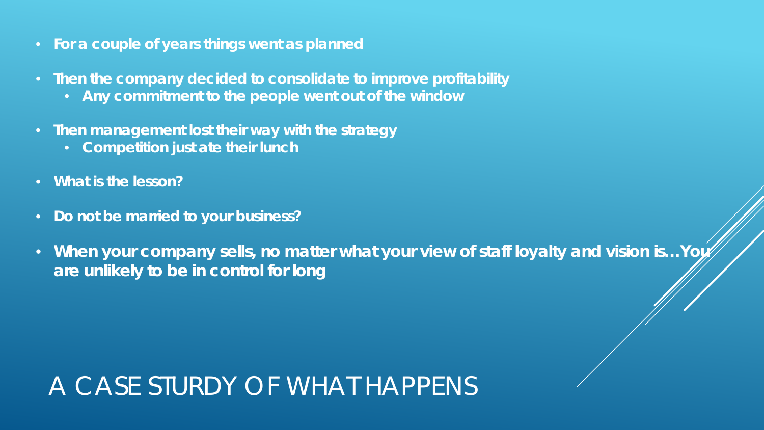# A CASE STURDY OF WHAT HAPPENS

- For a couple of years things went as planned
- Then the company decided to consolidate to improve profitability
  - Any commitment to the people went out of the window
- Then management lost their way with the strategy
  - Competition just ate their lunch
- What is the lesson?
- Do not be married to your business?
- When your company sells, no matter what your view of staff loyalty and vision is…You are unlikely to be in control for long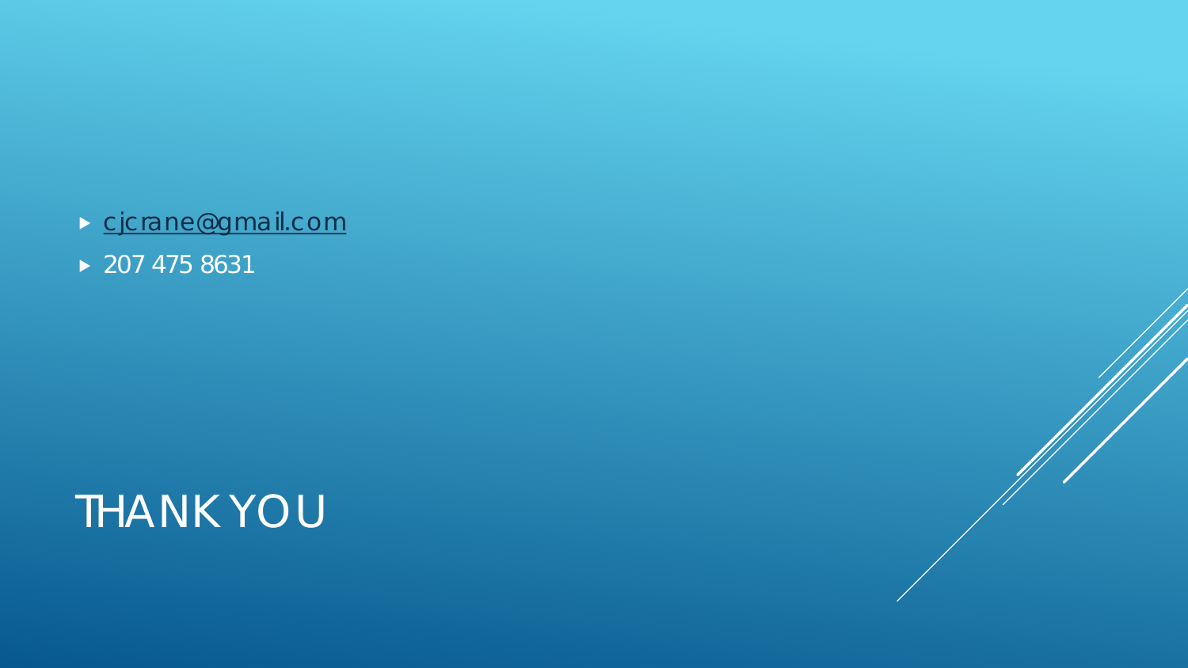- cjcrane@gmail.com
- 207 475 8631

# THANK YOU